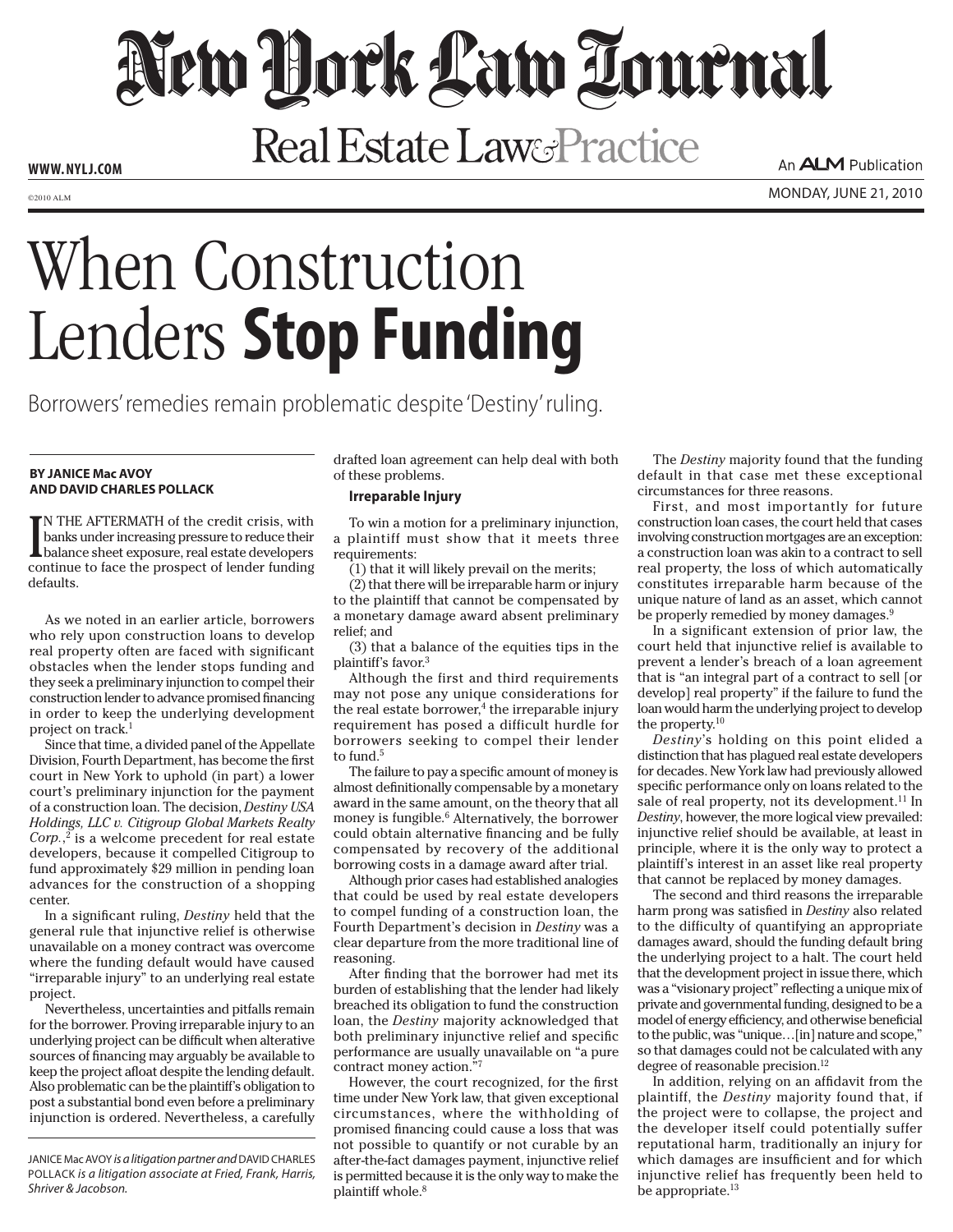# When Construction Lenders Stop Funding

Borrowers' remedies remain problematic despite 'Destiny' ruling.

**BY JANICE Mac AVOY AND DAVID CHARLES POLLACK**

IN THE AFTERMATH of the credit crisis, with banks under increasing pressure to reduce their balance sheet exposure, real estate developers continue to face the prospect of lender funding defaults.

As we noted in an earlier article, borrowers who rely upon construction loans to develop real property often are faced with significant obstacles when the lender stops funding and they seek a preliminary injunction to compel their construction lender to advance promised financing in order to keep the underlying development project on track.[1]

Since that time, a divided panel of the Appellate Division, Fourth Department, has become the first court in New York to uphold (in part) a lower court's preliminary injunction for the payment of a construction loan. The decision, *Destiny USA Holdings, LLC v. Citigroup Global Markets Realty Corp.*,[2] is a welcome precedent for real estate developers, because it compelled Citigroup to fund approximately $29 million in pending loan advances for the construction of a shopping center.

In a significant ruling, *Destiny* held that the general rule that injunctive relief is otherwise unavailable on a money contract was overcome where the funding default would have caused "irreparable injury" to an underlying real estate project.

Nevertheless, uncertainties and pitfalls remain for the borrower. Proving irreparable injury to an underlying project can be difficult when alterative sources of financing may arguably be available to keep the project afloat despite the lending default. Also problematic can be the plaintiff's obligation to post a substantial bond even before a preliminary injunction is ordered. Nevertheless, a carefully drafted loan agreement can help deal with both of these problems.

JANICE Mac AVOY *is a litigation partner and* DAVID CHARLES POLLACK *is a litigation associate at Fried, Frank, Harris, Shriver & Jacobson.*

## Irreparable Injury

To win a motion for a preliminary injunction, a plaintiff must show that it meets three requirements:

(1) that it will likely prevail on the merits;

(2) that there will be irreparable harm or injury to the plaintiff that cannot be compensated by a monetary damage award absent preliminary relief; and

(3) that a balance of the equities tips in the plaintiff's favor.[3]

Although the first and third requirements may not pose any unique considerations for the real estate borrower,[4] the irreparable injury requirement has posed a difficult hurdle for borrowers seeking to compel their lender to fund.[5]

The failure to pay a specific amount of money is almost definitionally compensable by a monetary award in the same amount, on the theory that all money is fungible.[6] Alternatively, the borrower could obtain alternative financing and be fully compensated by recovery of the additional borrowing costs in a damage award after trial.

Although prior cases had established analogies that could be used by real estate developers to compel funding of a construction loan, the Fourth Department's decision in *Destiny* was a clear departure from the more traditional line of reasoning.

After finding that the borrower had met its burden of establishing that the lender had likely breached its obligation to fund the construction loan, the *Destiny* majority acknowledged that both preliminary injunctive relief and specific performance are usually unavailable on "a pure contract money action."[7]

However, the court recognized, for the first time under New York law, that given exceptional circumstances, where the withholding of promised financing could cause a loss that was not possible to quantify or not curable by an after-the-fact damages payment, injunctive relief is permitted because it is the only way to make the plaintiff whole.[8]

The *Destiny* majority found that the funding default in that case met these exceptional circumstances for three reasons.

First, and most importantly for future construction loan cases, the court held that cases involving construction mortgages are an exception: a construction loan was akin to a contract to sell real property, the loss of which automatically constitutes irreparable harm because of the unique nature of land as an asset, which cannot be properly remedied by money damages.[9]

In a significant extension of prior law, the court held that injunctive relief is available to prevent a lender's breach of a loan agreement that is "an integral part of a contract to sell [or develop] real property" if the failure to fund the loan would harm the underlying project to develop the property.[10]

*Destiny*'s holding on this point elided a distinction that has plagued real estate developers for decades. New York law had previously allowed specific performance only on loans related to the sale of real property, not its development.[11] In *Destiny*, however, the more logical view prevailed: injunctive relief should be available, at least in principle, where it is the only way to protect a plaintiff's interest in an asset like real property that cannot be replaced by money damages.

The second and third reasons the irreparable harm prong was satisfied in *Destiny* also related to the difficulty of quantifying an appropriate damages award, should the funding default bring the underlying project to a halt. The court held that the development project in issue there, which was a "visionary project" reflecting a unique mix of private and governmental funding, designed to be a model of energy efficiency, and otherwise beneficial to the public, was "unique…[in] nature and scope," so that damages could not be calculated with any degree of reasonable precision.[12]

In addition, relying on an affidavit from the plaintiff, the *Destiny* majority found that, if the project were to collapse, the project and the developer itself could potentially suffer reputational harm, traditionally an injury for which damages are insufficient and for which injunctive relief has frequently been held to be appropriate.[13]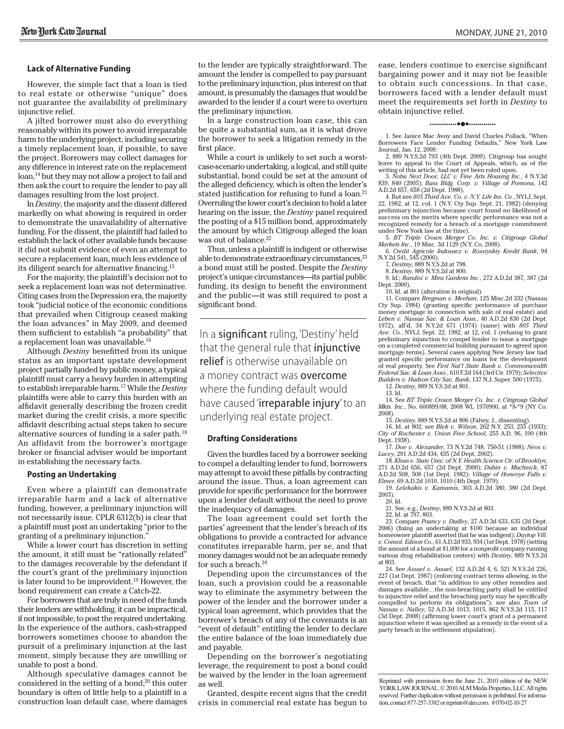## Lack of Alternative Funding

However, the simple fact that a loan is tied to real estate or otherwise "unique" does not guarantee the availability of preliminary injunctive relief.

A jilted borrower must also do everything reasonably within its power to avoid irreparable harm to the underlying project, including securing a timely replacement loan, if possible, to save the project. Borrowers may collect damages for any difference in interest rate on the replacement loan,[14] but they may not allow a project to fail and then ask the court to require the lender to pay all damages resulting from the lost project.

In *Destiny*, the majority and the dissent differed markedly on what showing is required in order to demonstrate the unavailability of alternative funding. For the dissent, the plaintiff had failed to establish the lack of other available funds because it did not submit evidence of even an attempt to secure a replacement loan, much less evidence of its diligent search for alternative financing.[15]

For the majority, the plaintiff's decision not to seek a replacement loan was not determinative. Citing cases from the Depression era, the majority took "judicial notice of the economic conditions that prevailed when Citigroup ceased making the loan advances" in May 2009, and deemed them sufficient to establish "a probability" that a replacement loan was unavailable.[16]

Although *Destiny* benefitted from its unique status as an important upstate development project partially funded by public money, a typical plaintiff must carry a heavy burden in attempting to establish irreparable harm.[17] While the *Destiny* plaintiffs were able to carry this burden with an affidavit generally describing the frozen credit market during the credit crisis, a more specific affidavit describing actual steps taken to secure alternative sources of funding is a safer path.[18] An affidavit from the borrower's mortgage broker or financial adviser would be important in establishing the necessary facts.

## Posting an Undertaking

Even where a plaintiff can demonstrate irreparable harm and a lack of alternative funding, however, a preliminary injunction will not necessarily issue. CPLR 6312(b) is clear that a plaintiff must post an undertaking "prior to the granting of a preliminary injunction."

While a lower court has discretion in setting the amount, it still must be "rationally related" to the damages recoverable by the defendant if the court's grant of the preliminary injunction is later found to be improvident.[19] However, the bond requirement can create a Catch-22.

For borrowers that are truly in need of the funds their lenders are withholding, it can be impractical, if not impossible, to post the required undertaking. In the experience of the authors, cash-strapped borrowers sometimes choose to abandon the pursuit of a preliminary injunction at the last moment, simply because they are unwilling or unable to post a bond.

Although speculative damages cannot be considered in the setting of a bond,[20] this outer boundary is often of little help to a plaintiff in a construction loan default case, where damages to the lender are typically straightforward. The amount the lender is compelled to pay pursuant to the preliminary injunction, plus interest on that amount, is presumably the damages that would be awarded to the lender if a court were to overturn the preliminary injunction.

In a large construction loan case, this can be quite a substantial sum, as it is what drove the borrower to seek a litigation remedy in the first place.

While a court is unlikely to set such a worst-case-scenario undertaking, a logical, and still quite substantial, bond could be set at the amount of the alleged deficiency, which is often the lender's stated justification for refusing to fund a loan.[21] Overruling the lower court's decision to hold a later hearing on the issue, the *Destiny* panel required the posting of a $15 million bond, approximately the amount by which Citigroup alleged the loan was out of balance.[22]

Thus, unless a plaintiff is indigent or otherwise able to demonstrate extraordinary circumstances,[23] a bond must still be posted. Despite the *Destiny* project's unique circumstances—its partial public funding, its design to benefit the environment and the public—it was still required to post a significant bond.

> In a significant ruling, 'Destiny' held that the general rule that injunctive relief is otherwise unavailable on a money contract was overcome where the funding default would have caused 'irreparable injury' to an underlying real estate project.

## Drafting Considerations

Given the hurdles faced by a borrower seeking to compel a defaulting lender to fund, borrowers may attempt to avoid these pitfalls by contracting around the issue. Thus, a loan agreement can provide for specific performance for the borrower upon a lender default without the need to prove the inadequacy of damages.

The loan agreement could set forth the parties' agreement that the lender's breach of its obligations to provide a contracted for advance constitutes irreparable harm, per se, and that money damages would not be an adequate remedy for such a breach.[24]

Depending upon the circumstances of the loan, such a provision could be a reasonable way to eliminate the asymmetry between the power of the lender and the borrower under a typical loan agreement, which provides that the borrower's breach of any of the covenants is an "event of default" entitling the lender to declare the entire balance of the loan immediately due and payable.

Depending on the borrower's negotiating leverage, the requirement to post a bond could be waived by the lender in the loan agreement as well.

Granted, despite recent signs that the credit crisis in commercial real estate has begun to ease, lenders continue to exercise significant bargaining power and it may not be feasible to obtain such concessions. In that case, borrowers faced with a lender default must meet the requirements set forth in *Destiny* to obtain injunctive relief.

---

1. See Janice Mac Avoy and David Charles Pollack, "When Borrowers Face Lender Funding Defaults," New York Law Journal, Jan. 12, 2009.
2. 889 N.Y.S.2d 793 (4th Dept. 2009). Citigroup has sought leave to appeal to the Court of Appeals, which, as of the writing of this article, had not yet been ruled upon.
3. *Nobu Next Door, LLC v. Fine Arts Housing Inc.*, 4 N.Y.3d 839, 840 (2005); *Bass Bldg. Corp. v. Village of Pomona*, 142 A.D.2d 657, 658 (2d Dept. 1988).
4. But see *805 Third Ave. Co. v. N.Y. Life Ins. Co.*, NYLJ, Sept. 22, 1982, at 12, col. 1 (N.Y. Cty Sup. Sept. 21, 1982) (denying preliminary injunction because court found no likelihood of success on the merits where specific performance was not a recognized remedy for a breach of a mortgage commitment under New York law at the time).
5. *BT Triple Crown Merger Co. Inc. v. Citigroup Global Markets Inc.*, 19 Misc. 3d 1129 (N.Y. Co. 2008).
6. *Credit Agricole Indosuez v. Rossiyskiy Kredit Bank*, 94 N.Y.2d 541, 545 (2000).
7. *Destiny*, 889 N.Y.S.2d at 798.
8. *Destiny*, 889 N.Y.S.2d at 800.
9. Id.; *Randisi v. Mira Gardens Inc.*, 272 A.D.2d 387, 387 (2d Dept. 2000).
10. Id. at 801 (alteration in original).
11. Compare *Bregman v. Meehan*, 125 Misc.2d 332 (Nassau Cty Sup. 1984) (granting specific performance of purchase money mortgage in connection with sale of real estate) and *Leben v. Nassau Sav. & Loan Assn.*, 40 A.D.2d 830 (2d Dept. 1972), aff'd, 34 N.Y.2d 671 (1974) (same) with *805 Third Ave. Co.*, NYLJ, Sept. 22, 1982, at 12, col. 1 (refusing to grant preliminary injunction to compel lender to issue a mortgage on a completed commercial building pursuant to agreed upon mortgage terms). Several cases applying New Jersey law had granted specific performance on loans for the development of real property. See *First Nat'l State Bank v. Commonwealth Federal Sav. & Loan Asso.*, 610 F.2d 164 (3rd Cir. 1979); *Selective Builders v. Hudson City Sav. Bank*, 137 N.J. Super. 500 (1975).
12. *Destiny*, 889 N.Y.S.2d at 801.
13. Id.
14. See *BT Triple Crown Merger Co. Inc. v Citigroup Global Mkts. Inc.*, No. 600899/08, 2008 WL 1970900, at *8-*9 (NY Co. 2008).
15. *Destiny*, 889 N.Y.S.2d at 806 (Fahey, J., dissenting).
16. Id. at 802; see *Blek v. Wilson*, 262 N.Y. 253, 255 (1933); *City of Rochester v. Union Free School*, 255 A.D. 96, 100 (4th Dept. 1938).
17. *Doe v. Alexander*, 73 N.Y.2d 748, 750-51 (1988); *Neos v. Lacey*, 291 A.D.2d 434, 435 (2d Dept. 2002).
18. *Khan v. State Univ. of N.Y. Health Science Ctr. of Brooklyn*, 271 A.D.2d 656, 657 (2d Dept. 2000); *Dubin v. Muchnick*, 87 A.D.2d 508, 508 (1st Dept. 1982); *Village of Honeoye Falls v. Elmer*, 69 A.D.2d 1010, 1010 (4th Dept. 1979).
19. *Lelekakis v. Kamamis*, 303 A.D.2d 380, 380 (2d Dept. 2003).
20. Id.
21. See, e.g., *Destiny*, 889 N.Y.S.2d at 803.
22. Id. at 797, 803.
23. Compare *Pouncy v. Dudley*, 27 A.D.3d 633, 635 (2d Dept. 2006) (fixing an undertaking at $100 because an individual homeowner plaintiff asserted that he was indigent); *Daytop Vill. v. Consol. Edison Co.*, 61 A.D.2d 933, 934 (1st Dept. 1978) (setting the amount of a bond at $1,000 for a nonprofit company running various drug rehabilitation centers) with *Destiny*, 889 N.Y.S.2d at 803.
24. See *Assael v. Assael*, 132 A.D.2d 4, 6, 521 N.Y.S.2d 226, 227 (1st Dept. 1987) (enforcing contract terms allowing, in the event of breach, that "in addition to any other remedies and damages available…the non-breaching party shall be entitled to injunctive relief and the breaching party may be specifically compelled to perform its obligations"); see also *Town of Nassau v. Nalley*, 52 A.D.3d 1013, 1015, 862 N.Y.S.2d 115, 117 (3d Dept. 2008) (affirming lower court's grant of a permanent injunction where it was specified as a remedy in the event of a party breach in the settlement stipulation).

Reprinted with permission from the June 21, 2010 edition of the NEW YORK LAW JOURNAL. © 2010 ALM Media Properties, LLC. All rights reserved. Further duplication without permission is prohibited. For information, contact 877-257-3382 or reprints@alm.com. # 070-02-10-27